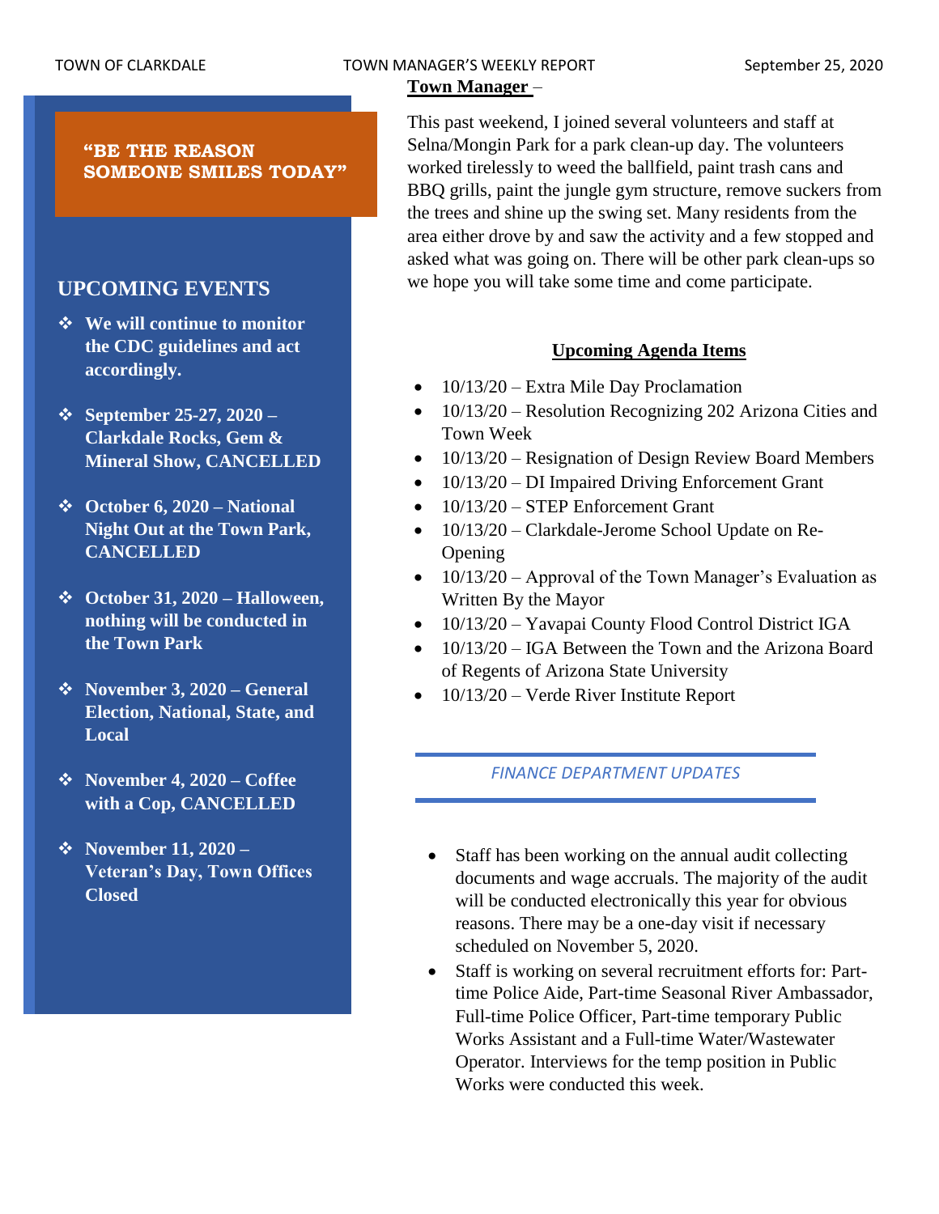TOWN OF CLARKDALE — TOWN MANAGER'S WEEKLY REPORT — September 25, 2020

**"BE THE REASON SOMEONE SMILES TODAY"**

## UPCOMING EVENTS

- **We will continue to monitor the CDC guidelines and act accordingly.**
- **September 25-27, 2020 – Clarkdale Rocks, Gem & Mineral Show, CANCELLED**
- **October 6, 2020 – National Night Out at the Town Park, CANCELLED**
- **October 31, 2020 – Halloween, nothing will be conducted in the Town Park**
- **November 3, 2020 – General Election, National, State, and Local**
- **November 4, 2020 – Coffee with a Cop, CANCELLED**
- **November 11, 2020 – Veteran's Day, Town Offices Closed**

## Town Manager –

This past weekend, I joined several volunteers and staff at Selna/Mongin Park for a park clean-up day. The volunteers worked tirelessly to weed the ballfield, paint trash cans and BBQ grills, paint the jungle gym structure, remove suckers from the trees and shine up the swing set. Many residents from the area either drove by and saw the activity and a few stopped and asked what was going on. There will be other park clean-ups so we hope you will take some time and come participate.

### Upcoming Agenda Items

- 10/13/20 – Extra Mile Day Proclamation
- 10/13/20 – Resolution Recognizing 202 Arizona Cities and Town Week
- 10/13/20 – Resignation of Design Review Board Members
- 10/13/20 – DI Impaired Driving Enforcement Grant
- 10/13/20 – STEP Enforcement Grant
- 10/13/20 – Clarkdale-Jerome School Update on Re-Opening
- 10/13/20 – Approval of the Town Manager's Evaluation as Written By the Mayor
- 10/13/20 – Yavapai County Flood Control District IGA
- 10/13/20 – IGA Between the Town and the Arizona Board of Regents of Arizona State University
- 10/13/20 – Verde River Institute Report

## *FINANCE DEPARTMENT UPDATES*

- Staff has been working on the annual audit collecting documents and wage accruals. The majority of the audit will be conducted electronically this year for obvious reasons. There may be a one-day visit if necessary scheduled on November 5, 2020.
- Staff is working on several recruitment efforts for: Part-time Police Aide, Part-time Seasonal River Ambassador, Full-time Police Officer, Part-time temporary Public Works Assistant and a Full-time Water/Wastewater Operator. Interviews for the temp position in Public Works were conducted this week.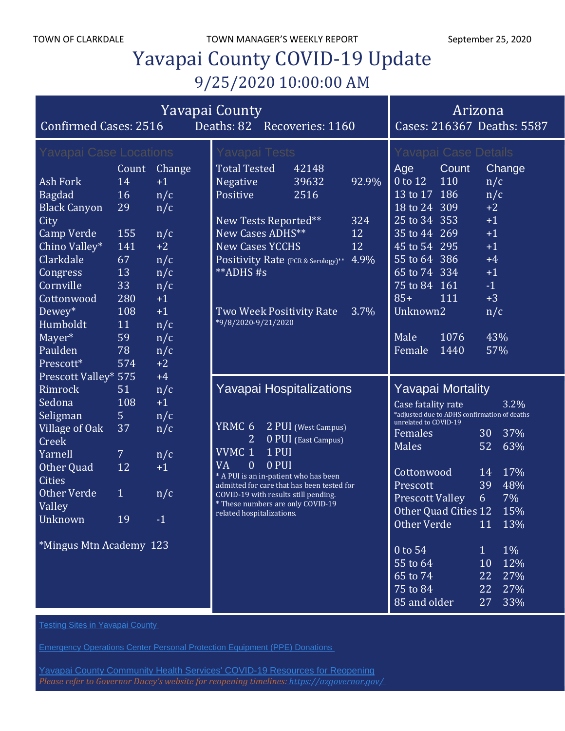TOWN OF CLARKDALE TOWN MANAGER'S WEEKLY REPORT September 25, 2020

# Yavapai County COVID-19 Update

## 9/25/2020 10:00:00 AM

## Yavapai County

Confirmed Cases: 2516 Deaths: 82 Recoveries: 1160

## Arizona

Cases: 216367 Deaths: 5587

### Yavapai Case Locations

| | Count | Change |
|---|---|---|
| Ash Fork | 14 | +1 |
| Bagdad | 16 | n/c |
| Black Canyon City | 29 | n/c |
| Camp Verde | 155 | n/c |
| Chino Valley* | 141 | +2 |
| Clarkdale | 67 | n/c |
| Congress | 13 | n/c |
| Cornville | 33 | n/c |
| Cottonwood | 280 | +1 |
| Dewey* | 108 | +1 |
| Humboldt | 11 | n/c |
| Mayer* | 59 | n/c |
| Paulden | 78 | n/c |
| Prescott* | 574 | +2 |
| Prescott Valley* | 575 | +4 |
| Rimrock | 51 | n/c |
| Sedona | 108 | +1 |
| Seligman | 5 | n/c |
| Village of Oak Creek | 37 | n/c |
| Yarnell | 7 | n/c |
| Other Quad Cities | 12 | +1 |
| Other Verde Valley | 1 | n/c |
| Unknown | 19 | -1 |

*Mingus Mtn Academy 123

### Yavapai Tests

| | | |
|---|---|---|
| Total Tested | 42148 | |
| Negative | 39632 | 92.9% |
| Positive | 2516 | |

| | |
|---|---|
| New Tests Reported** | 324 |
| New Cases ADHS** | 12 |
| New Cases YCCHS | 12 |
| Positivity Rate (PCR & Serology)** | 4.9% |

**ADHS #s

Two Week Positivity Rate 3.7%
*9/8/2020-9/21/2020

### Yavapai Case Details

| Age | Count | Change |
|---|---|---|
| 0 to 12 | 110 | n/c |
| 13 to 17 | 186 | n/c |
| 18 to 24 | 309 | +2 |
| 25 to 34 | 353 | +1 |
| 35 to 44 | 269 | +1 |
| 45 to 54 | 295 | +1 |
| 55 to 64 | 386 | +4 |
| 65 to 74 | 334 | +1 |
| 75 to 84 | 161 | -1 |
| 85+ | 111 | +3 |
| Unknown | 2 | n/c |

| | | |
|---|---|---|
| Male | 1076 | 43% |
| Female | 1440 | 57% |

### Yavapai Hospitalizations

| | | |
|---|---|---|
| YRMC | 6 | 2 PUI (West Campus) |
| | 2 | 0 PUI (East Campus) |
| VVMC | 1 | 1 PUI |
| VA | 0 | 0 PUI |

* A PUI is an in-patient who has been admitted for care that has been tested for COVID-19 with results still pending.
* These numbers are only COVID-19 related hospitalizations.

### Yavapai Mortality

Case fatality rate 3.2%
*adjusted due to ADHS confirmation of deaths unrelated to COVID-19

| | | |
|---|---|---|
| Females | 30 | 37% |
| Males | 52 | 63% |

| | | |
|---|---|---|
| Cottonwood | 14 | 17% |
| Prescott | 39 | 48% |
| Prescott Valley | 6 | 7% |
| Other Quad Cities | 12 | 15% |
| Other Verde | 11 | 13% |

| | | |
|---|---|---|
| 0 to 54 | 1 | 1% |
| 55 to 64 | 10 | 12% |
| 65 to 74 | 22 | 27% |
| 75 to 84 | 22 | 27% |
| 85 and older | 27 | 33% |

Testing Sites in Yavapai County

Emergency Operations Center Personal Protection Equipment (PPE) Donations

Yavapai County Community Health Services' COVID-19 Resources for Reopening

*Please refer to Governor Ducey's website for reopening timelines: https://azgovernor.gov/*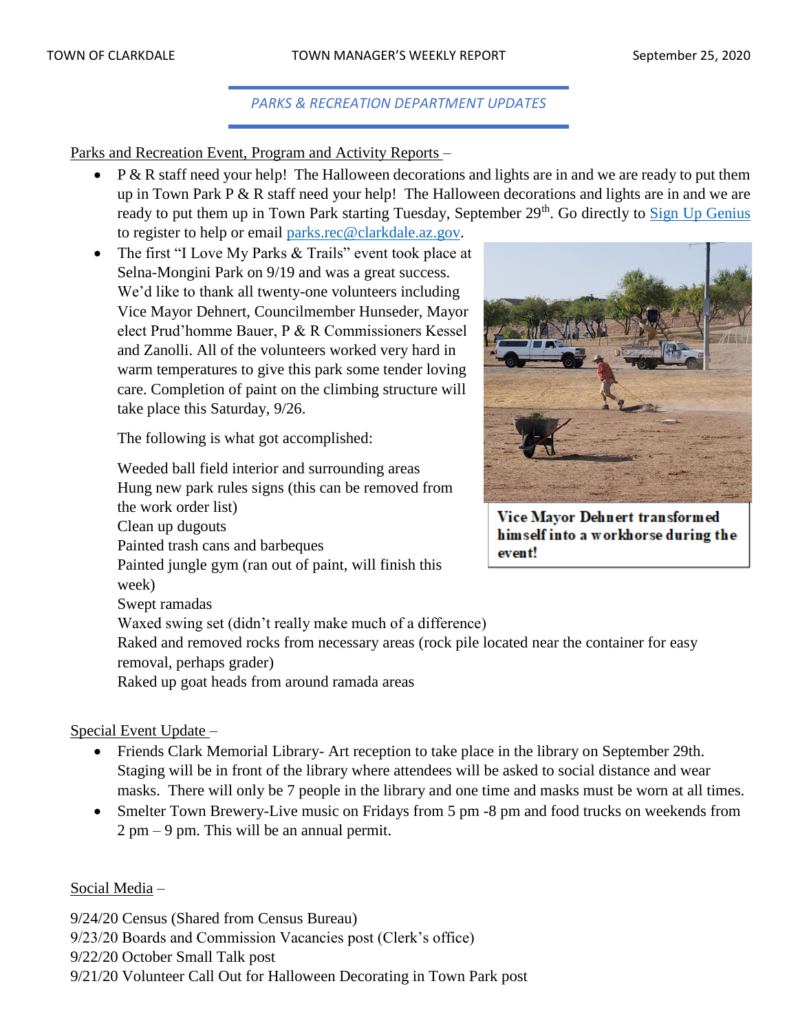*PARKS & RECREATION DEPARTMENT UPDATES*

Parks and Recreation Event, Program and Activity Reports –

- P & R staff need your help! The Halloween decorations and lights are in and we are ready to put them up in Town Park P & R staff need your help! The Halloween decorations and lights are in and we are ready to put them up in Town Park starting Tuesday, September 29th. Go directly to Sign Up Genius to register to help or email parks.rec@clarkdale.az.gov.
- The first "I Love My Parks & Trails" event took place at Selna-Mongini Park on 9/19 and was a great success. We'd like to thank all twenty-one volunteers including Vice Mayor Dehnert, Councilmember Hunseder, Mayor elect Prud'homme Bauer, P & R Commissioners Kessel and Zanolli. All of the volunteers worked very hard in warm temperatures to give this park some tender loving care. Completion of paint on the climbing structure will take place this Saturday, 9/26.

  The following is what got accomplished:

  Weeded ball field interior and surrounding areas
  Hung new park rules signs (this can be removed from the work order list)
  Clean up dugouts
  Painted trash cans and barbeques
  Painted jungle gym (ran out of paint, will finish this week)
  Swept ramadas
  Waxed swing set (didn't really make much of a difference)
  Raked and removed rocks from necessary areas (rock pile located near the container for easy removal, perhaps grader)
  Raked up goat heads from around ramada areas

**Vice Mayor Dehnert transformed himself into a workhorse during the event!**

Special Event Update –

- Friends Clark Memorial Library- Art reception to take place in the library on September 29th. Staging will be in front of the library where attendees will be asked to social distance and wear masks. There will only be 7 people in the library and one time and masks must be worn at all times.
- Smelter Town Brewery-Live music on Fridays from 5 pm -8 pm and food trucks on weekends from 2 pm – 9 pm. This will be an annual permit.

Social Media –

9/24/20 Census (Shared from Census Bureau)
9/23/20 Boards and Commission Vacancies post (Clerk's office)
9/22/20 October Small Talk post
9/21/20 Volunteer Call Out for Halloween Decorating in Town Park post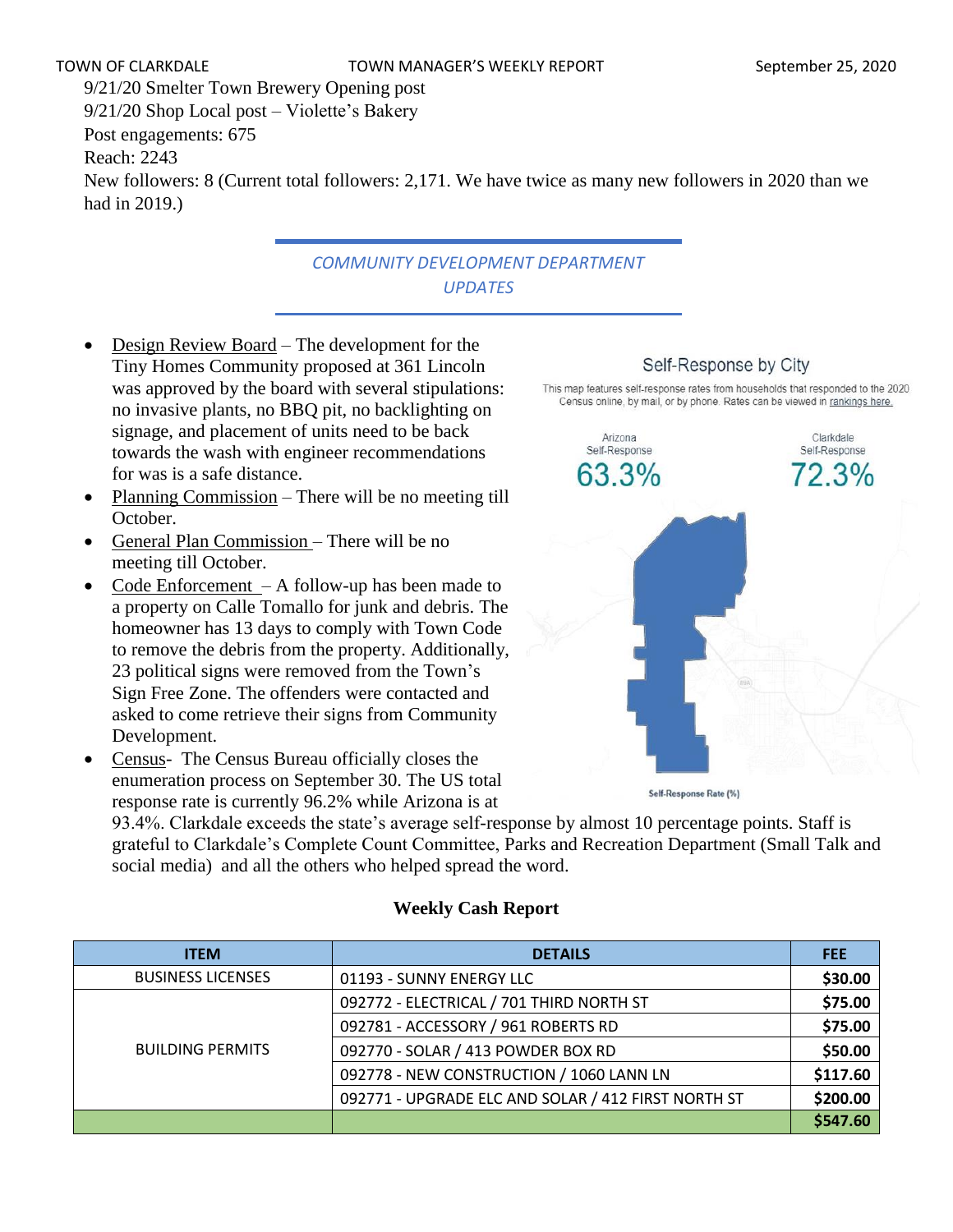9/21/20 Smelter Town Brewery Opening post
9/21/20 Shop Local post – Violette's Bakery
Post engagements: 675
Reach: 2243
New followers: 8 (Current total followers: 2,171. We have twice as many new followers in 2020 than we had in 2019.)

## *COMMUNITY DEVELOPMENT DEPARTMENT UPDATES*

- Design Review Board – The development for the Tiny Homes Community proposed at 361 Lincoln was approved by the board with several stipulations: no invasive plants, no BBQ pit, no backlighting on signage, and placement of units need to be back towards the wash with engineer recommendations for was is a safe distance.
- Planning Commission – There will be no meeting till October.
- General Plan Commission – There will be no meeting till October.
- Code Enforcement – A follow-up has been made to a property on Calle Tomallo for junk and debris. The homeowner has 13 days to comply with Town Code to remove the debris from the property. Additionally, 23 political signs were removed from the Town's Sign Free Zone. The offenders were contacted and asked to come retrieve their signs from Community Development.
- Census- The Census Bureau officially closes the enumeration process on September 30. The US total response rate is currently 96.2% while Arizona is at 93.4%. Clarkdale exceeds the state's average self-response by almost 10 percentage points. Staff is grateful to Clarkdale's Complete Count Committee, Parks and Recreation Department (Small Talk and social media) and all the others who helped spread the word.

Self-Response by City

This map features self-response rates from households that responded to the 2020 Census online, by mail, or by phone. Rates can be viewed in rankings here.

Arizona Self-Response 63.3%

Clarkdale Self-Response 72.3%

Self-Response Rate (%)

**Weekly Cash Report**

| ITEM | DETAILS | FEE |
|---|---|---|
| BUSINESS LICENSES | 01193 - SUNNY ENERGY LLC | **$30.00** |
| BUILDING PERMITS | 092772 - ELECTRICAL / 701 THIRD NORTH ST | **$75.00** |
| | 092781 - ACCESSORY / 961 ROBERTS RD | **$75.00** |
| | 092770 - SOLAR / 413 POWDER BOX RD | **$50.00** |
| | 092778 - NEW CONSTRUCTION / 1060 LANN LN | **$117.60** |
| | 092771 - UPGRADE ELC AND SOLAR / 412 FIRST NORTH ST | **$200.00** |
| | | **$547.60** |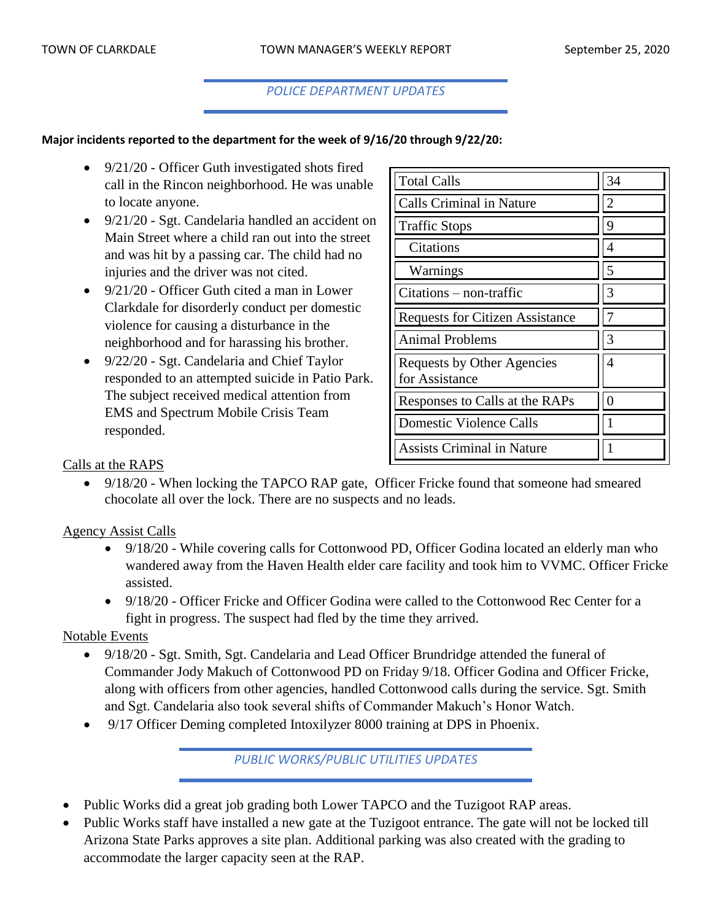## POLICE DEPARTMENT UPDATES

**Major incidents reported to the department for the week of 9/16/20 through 9/22/20:**

- 9/21/20 - Officer Guth investigated shots fired call in the Rincon neighborhood. He was unable to locate anyone.
- 9/21/20 - Sgt. Candelaria handled an accident on Main Street where a child ran out into the street and was hit by a passing car. The child had no injuries and the driver was not cited.
- 9/21/20 - Officer Guth cited a man in Lower Clarkdale for disorderly conduct per domestic violence for causing a disturbance in the neighborhood and for harassing his brother.
- 9/22/20 - Sgt. Candelaria and Chief Taylor responded to an attempted suicide in Patio Park. The subject received medical attention from EMS and Spectrum Mobile Crisis Team responded.

| | |
|---|---|
| Total Calls | 34 |
| Calls Criminal in Nature | 2 |
| Traffic Stops | 9 |
| Citations | 4 |
| Warnings | 5 |
| Citations – non-traffic | 3 |
| Requests for Citizen Assistance | 7 |
| Animal Problems | 3 |
| Requests by Other Agencies for Assistance | 4 |
| Responses to Calls at the RAPs | 0 |
| Domestic Violence Calls | 1 |
| Assists Criminal in Nature | 1 |

Calls at the RAPS

- 9/18/20 - When locking the TAPCO RAP gate, Officer Fricke found that someone had smeared chocolate all over the lock. There are no suspects and no leads.

Agency Assist Calls

- 9/18/20 - While covering calls for Cottonwood PD, Officer Godina located an elderly man who wandered away from the Haven Health elder care facility and took him to VVMC. Officer Fricke assisted.
- 9/18/20 - Officer Fricke and Officer Godina were called to the Cottonwood Rec Center for a fight in progress. The suspect had fled by the time they arrived.

Notable Events

- 9/18/20 - Sgt. Smith, Sgt. Candelaria and Lead Officer Brundridge attended the funeral of Commander Jody Makuch of Cottonwood PD on Friday 9/18. Officer Godina and Officer Fricke, along with officers from other agencies, handled Cottonwood calls during the service. Sgt. Smith and Sgt. Candelaria also took several shifts of Commander Makuch's Honor Watch.
- 9/17 Officer Deming completed Intoxilyzer 8000 training at DPS in Phoenix.

## PUBLIC WORKS/PUBLIC UTILITIES UPDATES

- Public Works did a great job grading both Lower TAPCO and the Tuzigoot RAP areas.
- Public Works staff have installed a new gate at the Tuzigoot entrance. The gate will not be locked till Arizona State Parks approves a site plan. Additional parking was also created with the grading to accommodate the larger capacity seen at the RAP.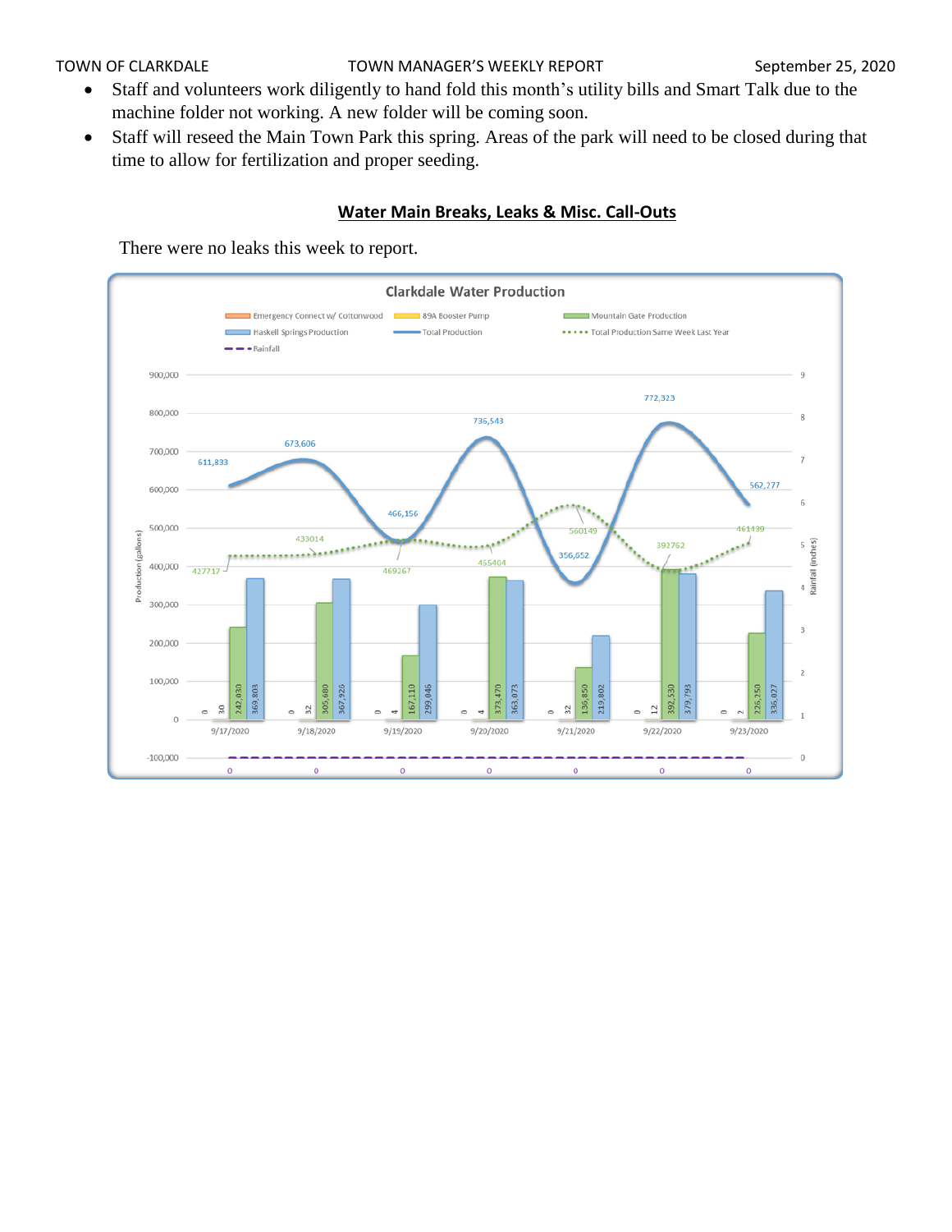- Staff and volunteers work diligently to hand fold this month's utility bills and Smart Talk due to the machine folder not working. A new folder will be coming soon.
- Staff will reseed the Main Town Park this spring. Areas of the park will need to be closed during that time to allow for fertilization and proper seeding.

## Water Main Breaks, Leaks & Misc. Call-Outs

There were no leaks this week to report.

Clarkdale Water Production

Emergency Connect w/ Cottonwood
89A Booster Pump
Mountain Gate Production
Haskell Springs Production
Total Production
Total Production Same Week Last Year
Rainfall

Production (gallons)
Rainfall (inches)

900,000
800,000
700,000
600,000
500,000
400,000
300,000
200,000
100,000
0
-100,000

9
8
7
6
5
4
3
2
1
0

611,833
673,606
466,156
736,543
356,652
772,323
562,277

427717
433014
469267
455404
560149
392762
461439

9/17/2020: 0, 30, 242,030, 369,803
9/18/2020: 0, 32, 305,680, 367,926
9/19/2020: 0, 4, 167,110, 299,046
9/20/2020: 0, 4, 373,470, 363,073
9/21/2020: 0, 32, 136,850, 219,802
9/22/2020: 0, 12, 392,530, 379,793
9/23/2020: 0, 2, 226,250, 336,027

0
0
0
0
0
0
0